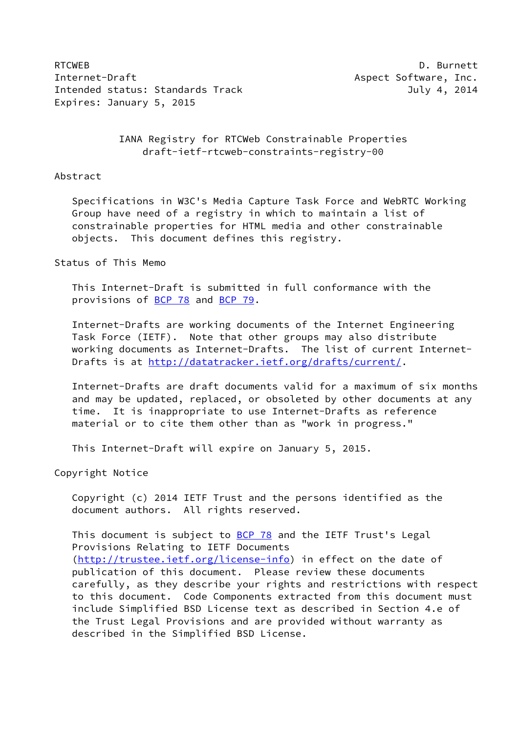RTCWEB D. Burnett
Internet-Draft Aspect Software, Inc.
Intended status: Standards Track July 4, 2014
Expires: January 5, 2015

# IANA Registry for RTCWeb Constrainable Properties
draft-ietf-rtcweb-constraints-registry-00

## Abstract

Specifications in W3C's Media Capture Task Force and WebRTC Working Group have need of a registry in which to maintain a list of constrainable properties for HTML media and other constrainable objects. This document defines this registry.

## Status of This Memo

This Internet-Draft is submitted in full conformance with the provisions of BCP 78 and BCP 79.

Internet-Drafts are working documents of the Internet Engineering Task Force (IETF). Note that other groups may also distribute working documents as Internet-Drafts. The list of current Internet-Drafts is at http://datatracker.ietf.org/drafts/current/.

Internet-Drafts are draft documents valid for a maximum of six months and may be updated, replaced, or obsoleted by other documents at any time. It is inappropriate to use Internet-Drafts as reference material or to cite them other than as "work in progress."

This Internet-Draft will expire on January 5, 2015.

## Copyright Notice

Copyright (c) 2014 IETF Trust and the persons identified as the document authors. All rights reserved.

This document is subject to BCP 78 and the IETF Trust's Legal Provisions Relating to IETF Documents (http://trustee.ietf.org/license-info) in effect on the date of publication of this document. Please review these documents carefully, as they describe your rights and restrictions with respect to this document. Code Components extracted from this document must include Simplified BSD License text as described in Section 4.e of the Trust Legal Provisions and are provided without warranty as described in the Simplified BSD License.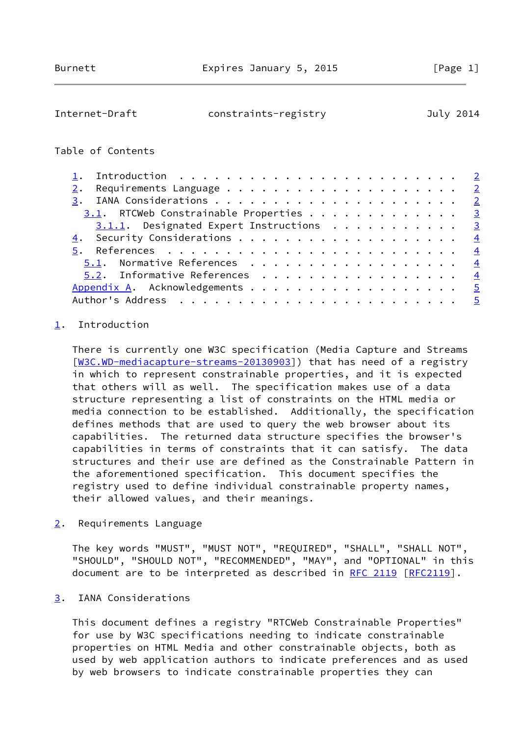## Table of Contents

- 1. Introduction . . . . . . . . . . . . . . . . . . . . . . . . 2
- 2. Requirements Language . . . . . . . . . . . . . . . . . . . . 2
- 3. IANA Considerations . . . . . . . . . . . . . . . . . . . . . 2
  - 3.1. RTCWeb Constrainable Properties . . . . . . . . . . . . . 3
    - 3.1.1. Designated Expert Instructions . . . . . . . . . . . 3
- 4. Security Considerations . . . . . . . . . . . . . . . . . . . 4
- 5. References . . . . . . . . . . . . . . . . . . . . . . . . . 4
  - 5.1. Normative References . . . . . . . . . . . . . . . . . . 4
  - 5.2. Informative References . . . . . . . . . . . . . . . . . 4
- Appendix A. Acknowledgements . . . . . . . . . . . . . . . . . . 5
- Author's Address . . . . . . . . . . . . . . . . . . . . . . . . 5

## 1. Introduction

There is currently one W3C specification (Media Capture and Streams [W3C.WD-mediacapture-streams-20130903]) that has need of a registry in which to represent constrainable properties, and it is expected that others will as well. The specification makes use of a data structure representing a list of constraints on the HTML media or media connection to be established. Additionally, the specification defines methods that are used to query the web browser about its capabilities. The returned data structure specifies the browser's capabilities in terms of constraints that it can satisfy. The data structures and their use are defined as the Constrainable Pattern in the aforementioned specification. This document specifies the registry used to define individual constrainable property names, their allowed values, and their meanings.

## 2. Requirements Language

The key words "MUST", "MUST NOT", "REQUIRED", "SHALL", "SHALL NOT", "SHOULD", "SHOULD NOT", "RECOMMENDED", "MAY", and "OPTIONAL" in this document are to be interpreted as described in RFC 2119 [RFC2119].

## 3. IANA Considerations

This document defines a registry "RTCWeb Constrainable Properties" for use by W3C specifications needing to indicate constrainable properties on HTML Media and other constrainable objects, both as used by web application authors to indicate preferences and as used by web browsers to indicate constrainable properties they can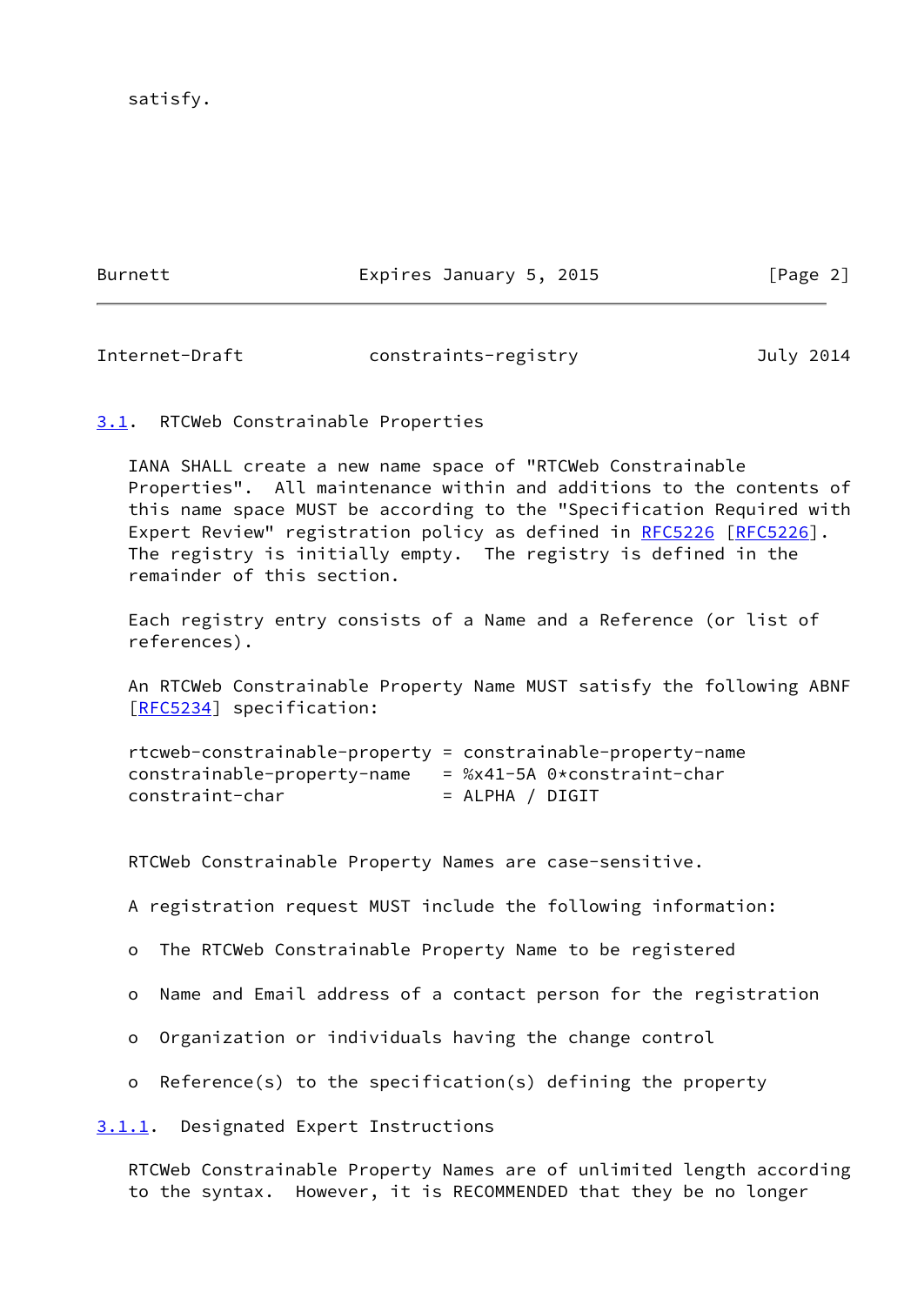satisfy.

### 3.1. RTCWeb Constrainable Properties

IANA SHALL create a new name space of "RTCWeb Constrainable Properties". All maintenance within and additions to the contents of this name space MUST be according to the "Specification Required with Expert Review" registration policy as defined in RFC5226 [RFC5226]. The registry is initially empty. The registry is defined in the remainder of this section.

Each registry entry consists of a Name and a Reference (or list of references).

An RTCWeb Constrainable Property Name MUST satisfy the following ABNF [RFC5234] specification:

```
rtcweb-constrainable-property = constrainable-property-name
constrainable-property-name   = %x41-5A 0*constraint-char
constraint-char               = ALPHA / DIGIT
```

RTCWeb Constrainable Property Names are case-sensitive.

A registration request MUST include the following information:

- The RTCWeb Constrainable Property Name to be registered

- Name and Email address of a contact person for the registration

- Organization or individuals having the change control

- Reference(s) to the specification(s) defining the property

#### 3.1.1. Designated Expert Instructions

RTCWeb Constrainable Property Names are of unlimited length according to the syntax. However, it is RECOMMENDED that they be no longer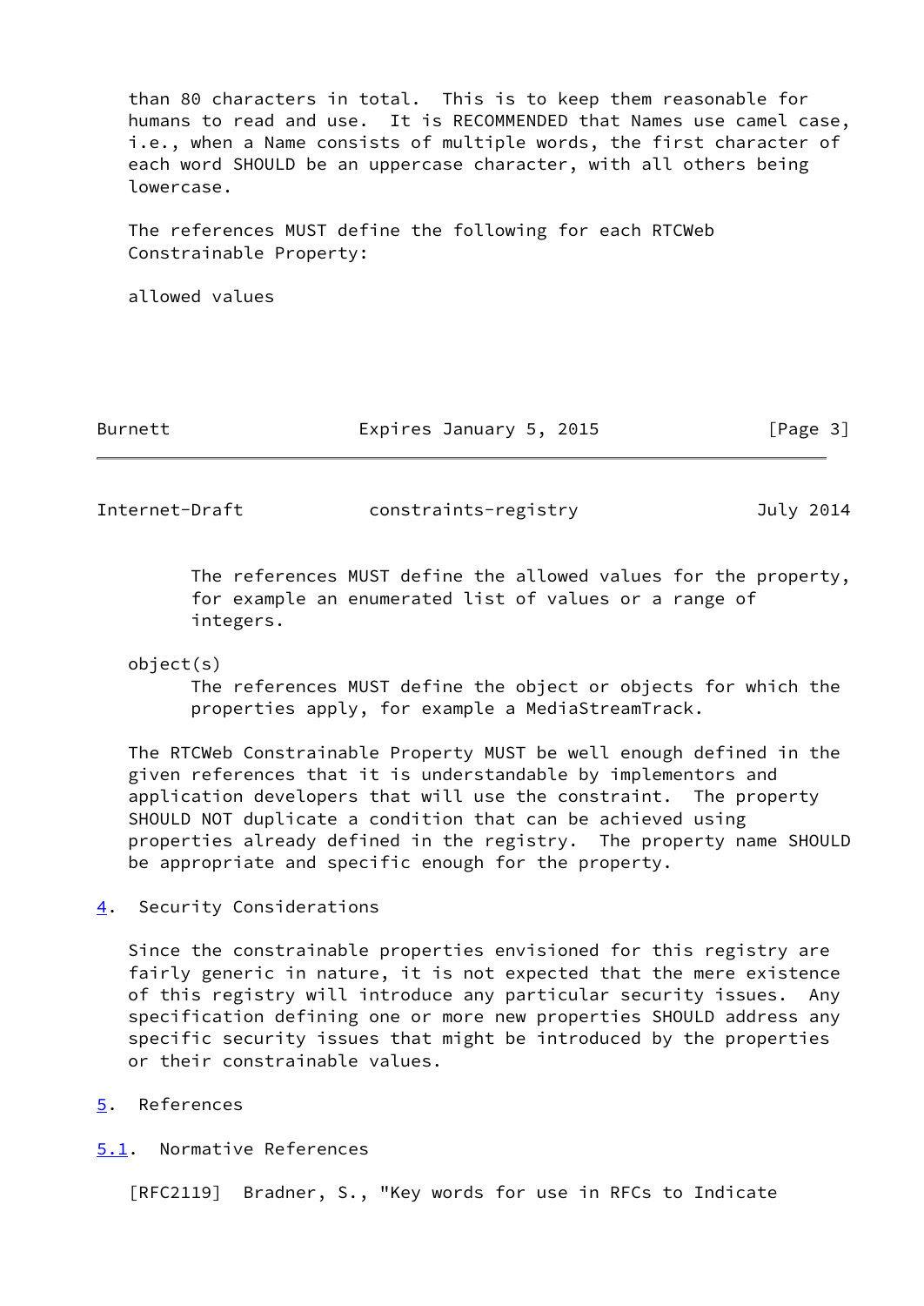than 80 characters in total. This is to keep them reasonable for humans to read and use. It is RECOMMENDED that Names use camel case, i.e., when a Name consists of multiple words, the first character of each word SHOULD be an uppercase character, with all others being lowercase.

The references MUST define the following for each RTCWeb Constrainable Property:

allowed values

> The references MUST define the allowed values for the property, for example an enumerated list of values or a range of integers.

object(s)

> The references MUST define the object or objects for which the properties apply, for example a MediaStreamTrack.

The RTCWeb Constrainable Property MUST be well enough defined in the given references that it is understandable by implementors and application developers that will use the constraint. The property SHOULD NOT duplicate a condition that can be achieved using properties already defined in the registry. The property name SHOULD be appropriate and specific enough for the property.

## 4. Security Considerations

Since the constrainable properties envisioned for this registry are fairly generic in nature, it is not expected that the mere existence of this registry will introduce any particular security issues. Any specification defining one or more new properties SHOULD address any specific security issues that might be introduced by the properties or their constrainable values.

## 5. References

### 5.1. Normative References

[RFC2119] Bradner, S., "Key words for use in RFCs to Indicate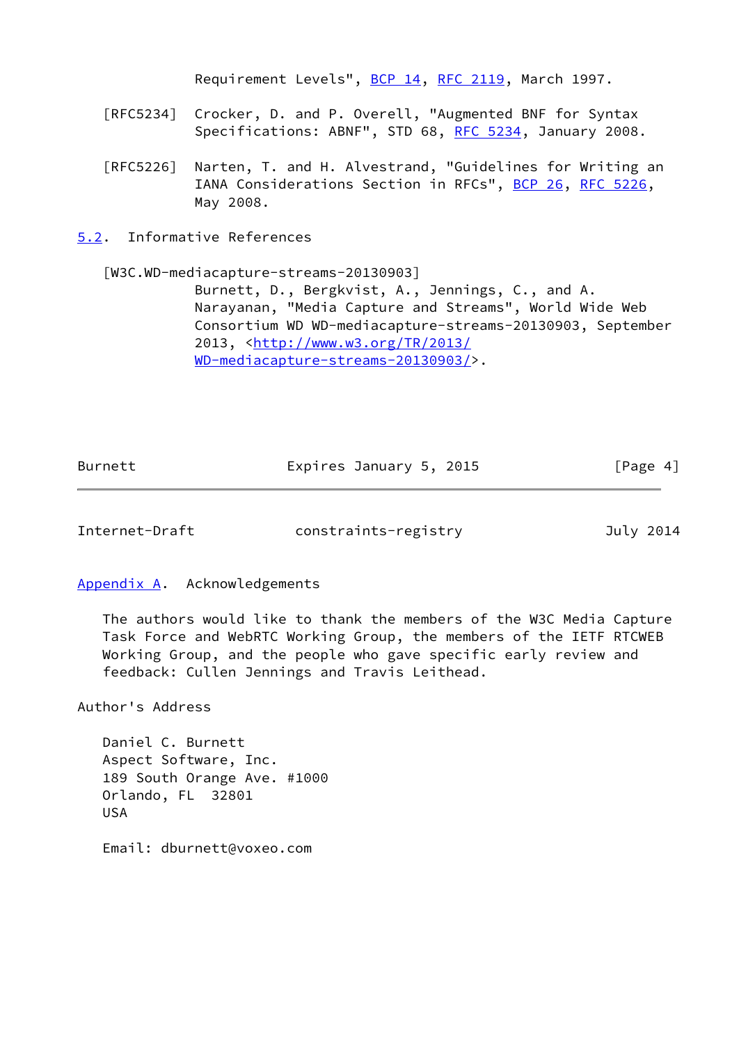Requirement Levels", BCP 14, RFC 2119, March 1997.

[RFC5234] Crocker, D. and P. Overell, "Augmented BNF for Syntax Specifications: ABNF", STD 68, RFC 5234, January 2008.

[RFC5226] Narten, T. and H. Alvestrand, "Guidelines for Writing an IANA Considerations Section in RFCs", BCP 26, RFC 5226, May 2008.

## 5.2. Informative References

[W3C.WD-mediacapture-streams-20130903]
Burnett, D., Bergkvist, A., Jennings, C., and A. Narayanan, "Media Capture and Streams", World Wide Web Consortium WD WD-mediacapture-streams-20130903, September 2013, <http://www.w3.org/TR/2013/WD-mediacapture-streams-20130903/>.

## Appendix A. Acknowledgements

The authors would like to thank the members of the W3C Media Capture Task Force and WebRTC Working Group, the members of the IETF RTCWEB Working Group, and the people who gave specific early review and feedback: Cullen Jennings and Travis Leithead.

## Author's Address

Daniel C. Burnett
Aspect Software, Inc.
189 South Orange Ave. #1000
Orlando, FL 32801
USA

Email: dburnett@voxeo.com